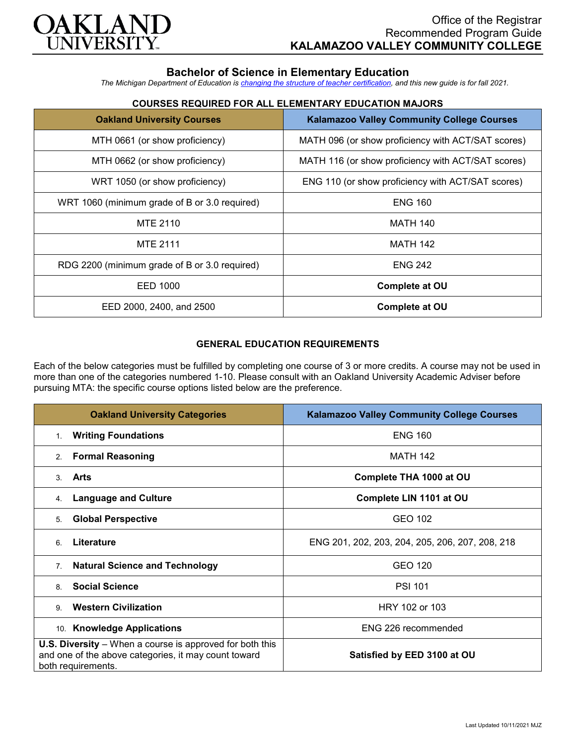Office of the Registrar
Recommended Program Guide
**KALAMAZOO VALLEY COMMUNITY COLLEGE**

# Bachelor of Science in Elementary Education

*The Michigan Department of Education is changing the structure of teacher certification, and this new guide is for fall 2021.*

## COURSES REQUIRED FOR ALL ELEMENTARY EDUCATION MAJORS

| Oakland University Courses | Kalamazoo Valley Community College Courses |
|---|---|
| MTH 0661 (or show proficiency) | MATH 096 (or show proficiency with ACT/SAT scores) |
| MTH 0662 (or show proficiency) | MATH 116 (or show proficiency with ACT/SAT scores) |
| WRT 1050 (or show proficiency) | ENG 110 (or show proficiency with ACT/SAT scores) |
| WRT 1060 (minimum grade of B or 3.0 required) | ENG 160 |
| MTE 2110 | MATH 140 |
| MTE 2111 | MATH 142 |
| RDG 2200 (minimum grade of B or 3.0 required) | ENG 242 |
| EED 1000 | **Complete at OU** |
| EED 2000, 2400, and 2500 | **Complete at OU** |

## GENERAL EDUCATION REQUIREMENTS

Each of the below categories must be fulfilled by completing one course of 3 or more credits. A course may not be used in more than one of the categories numbered 1-10. Please consult with an Oakland University Academic Adviser before pursuing MTA: the specific course options listed below are the preference.

| Oakland University Categories | Kalamazoo Valley Community College Courses |
|---|---|
| 1. **Writing Foundations** | ENG 160 |
| 2. **Formal Reasoning** | MATH 142 |
| 3. **Arts** | **Complete THA 1000 at OU** |
| 4. **Language and Culture** | **Complete LIN 1101 at OU** |
| 5. **Global Perspective** | GEO 102 |
| 6. **Literature** | ENG 201, 202, 203, 204, 205, 206, 207, 208, 218 |
| 7. **Natural Science and Technology** | GEO 120 |
| 8. **Social Science** | PSI 101 |
| 9. **Western Civilization** | HRY 102 or 103 |
| 10. **Knowledge Applications** | ENG 226 recommended |
| **U.S. Diversity** – When a course is approved for both this and one of the above categories, it may count toward both requirements. | **Satisfied by EED 3100 at OU** |

Last Updated 10/11/2021 MJZ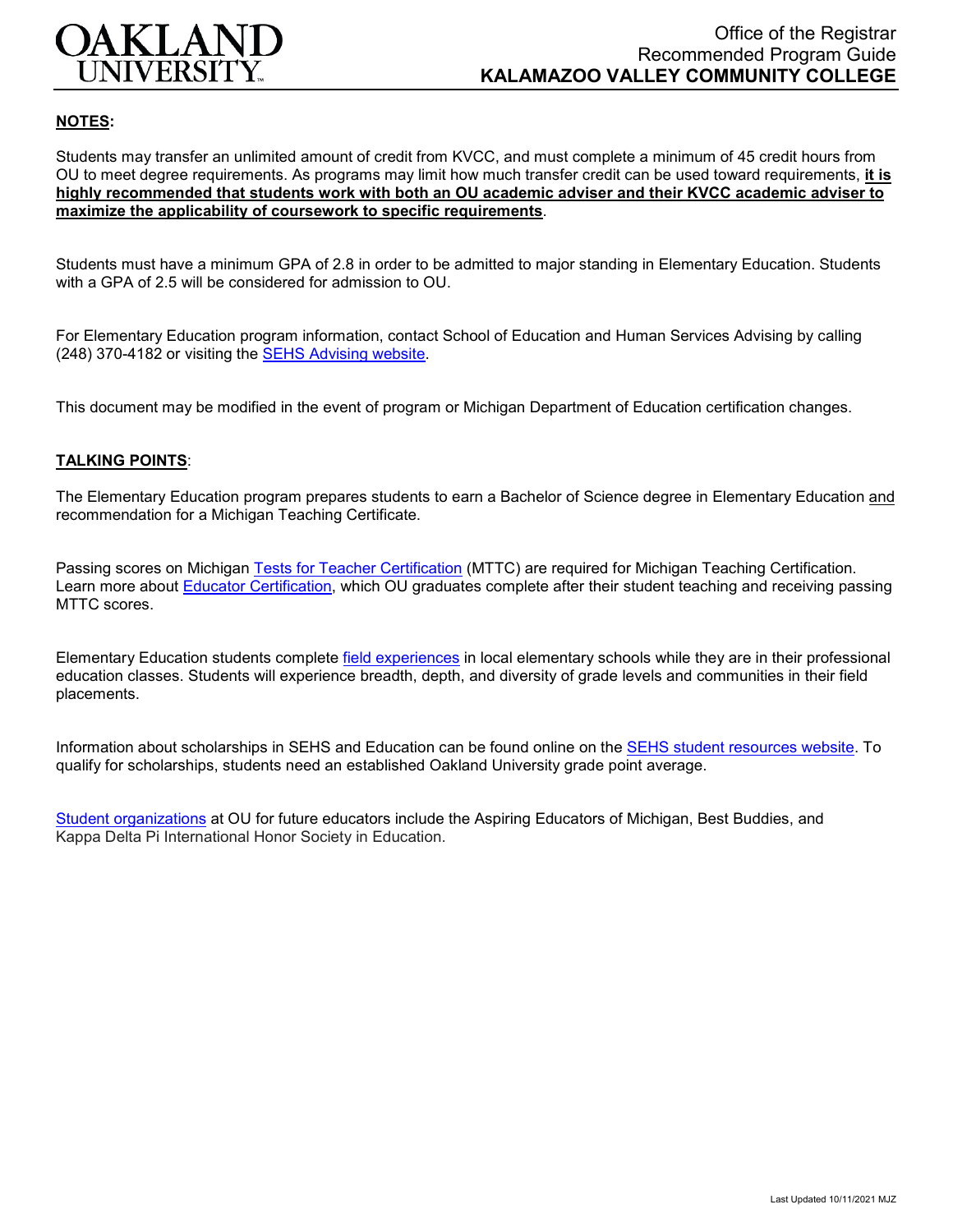**NOTES:**

Students may transfer an unlimited amount of credit from KVCC, and must complete a minimum of 45 credit hours from OU to meet degree requirements. As programs may limit how much transfer credit can be used toward requirements, **it is highly recommended that students work with both an OU academic adviser and their KVCC academic adviser to maximize the applicability of coursework to specific requirements**.

Students must have a minimum GPA of 2.8 in order to be admitted to major standing in Elementary Education. Students with a GPA of 2.5 will be considered for admission to OU.

For Elementary Education program information, contact School of Education and Human Services Advising by calling (248) 370-4182 or visiting the SEHS Advising website.

This document may be modified in the event of program or Michigan Department of Education certification changes.

**TALKING POINTS**:

The Elementary Education program prepares students to earn a Bachelor of Science degree in Elementary Education and recommendation for a Michigan Teaching Certificate.

Passing scores on Michigan Tests for Teacher Certification (MTTC) are required for Michigan Teaching Certification. Learn more about Educator Certification, which OU graduates complete after their student teaching and receiving passing MTTC scores.

Elementary Education students complete field experiences in local elementary schools while they are in their professional education classes. Students will experience breadth, depth, and diversity of grade levels and communities in their field placements.

Information about scholarships in SEHS and Education can be found online on the SEHS student resources website. To qualify for scholarships, students need an established Oakland University grade point average.

Student organizations at OU for future educators include the Aspiring Educators of Michigan, Best Buddies, and Kappa Delta Pi International Honor Society in Education.